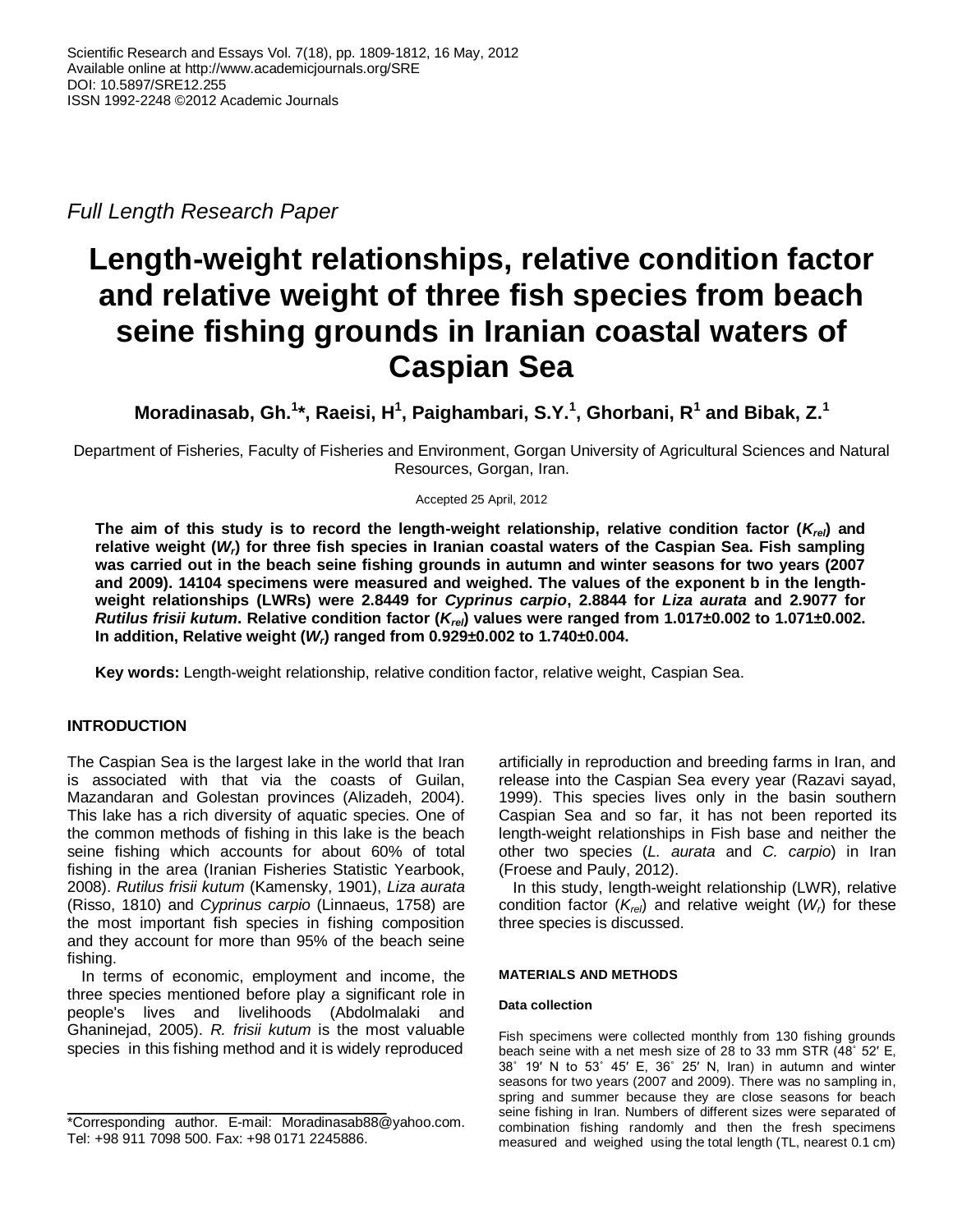*Full Length Research Paper*

# Length-weight relationships, relative condition factor and relative weight of three fish species from beach seine fishing grounds in Iranian coastal waters of Caspian Sea

**Moradinasab, Gh.[1]\*, Raeisi, H[1], Paighambari, S.Y.[1], Ghorbani, R[1] and Bibak, Z.[1]**

Department of Fisheries, Faculty of Fisheries and Environment, Gorgan University of Agricultural Sciences and Natural Resources, Gorgan, Iran.

Accepted 25 April, 2012

**The aim of this study is to record the length-weight relationship, relative condition factor ($K_{rel}$) and relative weight ($W_r$) for three fish species in Iranian coastal waters of the Caspian Sea. Fish sampling was carried out in the beach seine fishing grounds in autumn and winter seasons for two years (2007 and 2009). 14104 specimens were measured and weighed. The values of the exponent b in the length-weight relationships (LWRs) were 2.8449 for *Cyprinus carpio*, 2.8844 for *Liza aurata* and 2.9077 for *Rutilus frisii kutum*. Relative condition factor ($K_{rel}$) values were ranged from 1.017±0.002 to 1.071±0.002. In addition, Relative weight ($W_r$) ranged from 0.929±0.002 to 1.740±0.004.**

**Key words:** Length-weight relationship, relative condition factor, relative weight, Caspian Sea.

## INTRODUCTION

The Caspian Sea is the largest lake in the world that Iran is associated with that via the coasts of Guilan, Mazandaran and Golestan provinces (Alizadeh, 2004). This lake has a rich diversity of aquatic species. One of the common methods of fishing in this lake is the beach seine fishing which accounts for about 60% of total fishing in the area (Iranian Fisheries Statistic Yearbook, 2008). *Rutilus frisii kutum* (Kamensky, 1901), *Liza aurata* (Risso, 1810) and *Cyprinus carpio* (Linnaeus, 1758) are the most important fish species in fishing composition and they account for more than 95% of the beach seine fishing.

In terms of economic, employment and income, the three species mentioned before play a significant role in people's lives and livelihoods (Abdolmalaki and Ghaninejad, 2005). *R. frisii kutum* is the most valuable species in this fishing method and it is widely reproduced artificially in reproduction and breeding farms in Iran, and release into the Caspian Sea every year (Razavi sayad, 1999). This species lives only in the basin southern Caspian Sea and so far, it has not been reported its length-weight relationships in Fish base and neither the other two species (*L. aurata* and *C. carpio*) in Iran (Froese and Pauly, 2012).

In this study, length-weight relationship (LWR), relative condition factor ($K_{rel}$) and relative weight ($W_r$) for these three species is discussed.

## MATERIALS AND METHODS

### Data collection

Fish specimens were collected monthly from 130 fishing grounds beach seine with a net mesh size of 28 to 33 mm STR (48° 52′ E, 38° 19′ N to 53° 45′ E, 36° 25′ N, Iran) in autumn and winter seasons for two years (2007 and 2009). There was no sampling in, spring and summer because they are close seasons for beach seine fishing in Iran. Numbers of different sizes were separated of combination fishing randomly and then the fresh specimens measured and weighed using the total length (TL, nearest 0.1 cm)

\*Corresponding author. E-mail: Moradinasab88@yahoo.com. Tel: +98 911 7098 500. Fax: +98 0171 2245886.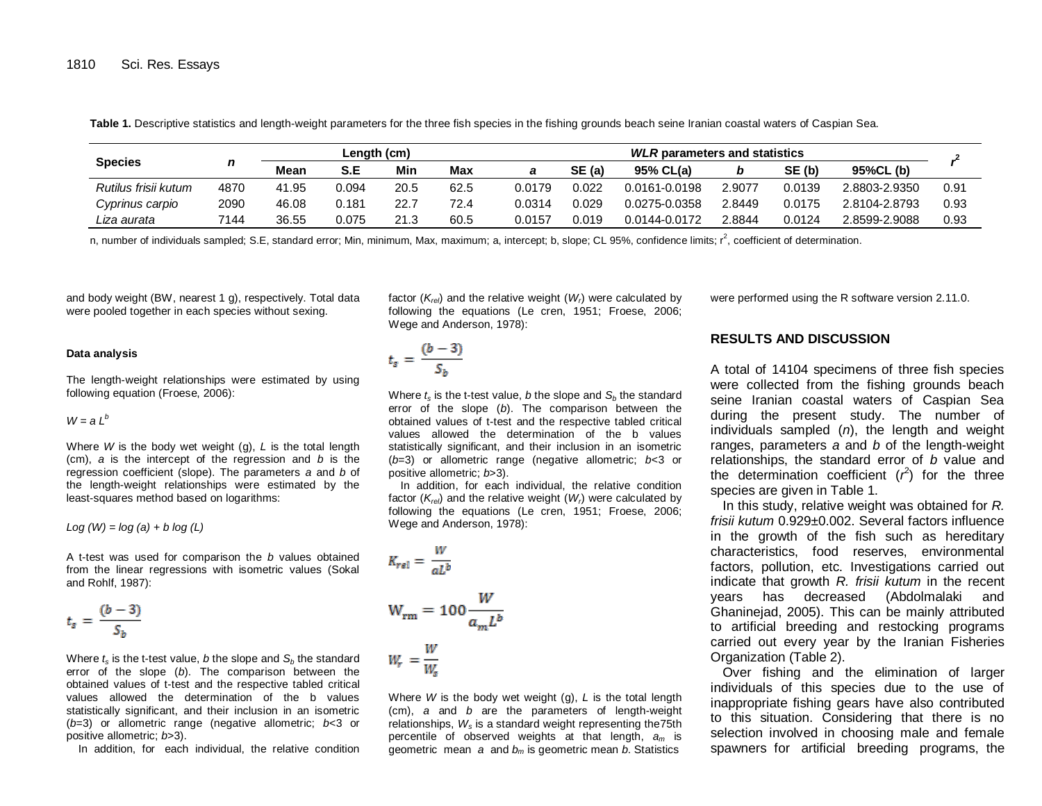**Table 1.** Descriptive statistics and length-weight parameters for the three fish species in the fishing grounds beach seine Iranian coastal waters of Caspian Sea.

| Species | *n* | Length (cm) | | | | *WLR* parameters and statistics | | | | | | $r^2$ |
|---|---|---|---|---|---|---|---|---|---|---|---|---|
| | | Mean | S.E | Min | Max | *a* | SE (a) | 95% CL(a) | *b* | SE (b) | 95%CL (b) | |
| *Rutilus frisii kutum* | 4870 | 41.95 | 0.094 | 20.5 | 62.5 | 0.0179 | 0.022 | 0.0161-0.0198 | 2.9077 | 0.0139 | 2.8803-2.9350 | 0.91 |
| *Cyprinus carpio* | 2090 | 46.08 | 0.181 | 22.7 | 72.4 | 0.0314 | 0.029 | 0.0275-0.0358 | 2.8449 | 0.0175 | 2.8104-2.8793 | 0.93 |
| *Liza aurata* | 7144 | 36.55 | 0.075 | 21.3 | 60.5 | 0.0157 | 0.019 | 0.0144-0.0172 | 2.8844 | 0.0124 | 2.8599-2.9088 | 0.93 |

n, number of individuals sampled; S.E, standard error; Min, minimum, Max, maximum; a, intercept; b, slope; CL 95%, confidence limits; $r^2$, coefficient of determination.

and body weight (BW, nearest 1 g), respectively. Total data were pooled together in each species without sexing.

#### Data analysis

The length-weight relationships were estimated by using following equation (Froese, 2006):

$$W = a L^b$$

Where $W$ is the body wet weight (g), $L$ is the total length (cm), $a$ is the intercept of the regression and $b$ is the regression coefficient (slope). The parameters $a$ and $b$ of the length-weight relationships were estimated by the least-squares method based on logarithms:

$$Log (W) = log (a) + b log (L)$$

A t-test was used for comparison the $b$ values obtained from the linear regressions with isometric values (Sokal and Rohlf, 1987):

$$t_s = \frac{(b-3)}{S_b}$$

Where $t_s$ is the t-test value, $b$ the slope and $S_b$ the standard error of the slope ($b$). The comparison between the obtained values of t-test and the respective tabled critical values allowed the determination of the b values statistically significant, and their inclusion in an isometric ($b$=3) or allometric range (negative allometric; $b$<3 or positive allometric; $b$>3).

In addition, for each individual, the relative condition factor ($K_{rel}$) and the relative weight ($W_r$) were calculated by following the equations (Le cren, 1951; Froese, 2006; Wege and Anderson, 1978):

$$t_s = \frac{(b-3)}{S_b}$$

Where $t_s$ is the t-test value, $b$ the slope and $S_b$ the standard error of the slope ($b$). The comparison between the obtained values of t-test and the respective tabled critical values allowed the determination of the b values statistically significant, and their inclusion in an isometric ($b$=3) or allometric range (negative allometric; $b$<3 or positive allometric; $b$>3).

In addition, for each individual, the relative condition factor ($K_{rel}$) and the relative weight ($W_r$) were calculated by following the equations (Le cren, 1951; Froese, 2006; Wege and Anderson, 1978):

$$K_{rel} = \frac{W}{aL^b}$$

$$W_{rm} = 100\frac{W}{a_m L^b}$$

$$W_r = \frac{W}{W_s}$$

Where $W$ is the body wet weight (g), $L$ is the total length (cm), $a$ and $b$ are the parameters of length-weight relationships, $W_s$ is a standard weight representing the75th percentile of observed weights at that length, $a_m$ is geometric mean $a$ and $b_m$ is geometric mean $b$. Statistics were performed using the R software version 2.11.0.

## RESULTS AND DISCUSSION

A total of 14104 specimens of three fish species were collected from the fishing grounds beach seine Iranian coastal waters of Caspian Sea during the present study. The number of individuals sampled ($n$), the length and weight ranges, parameters $a$ and $b$ of the length-weight relationships, the standard error of $b$ value and the determination coefficient ($r^2$) for the three species are given in Table 1.

In this study, relative weight was obtained for *R. frisii kutum* 0.929±0.002. Several factors influence in the growth of the fish such as hereditary characteristics, food reserves, environmental factors, pollution, etc. Investigations carried out indicate that growth *R. frisii kutum* in the recent years has decreased (Abdolmalaki and Ghaninejad, 2005). This can be mainly attributed to artificial breeding and restocking programs carried out every year by the Iranian Fisheries Organization (Table 2).

Over fishing and the elimination of larger individuals of this species due to the use of inappropriate fishing gears have also contributed to this situation. Considering that there is no selection involved in choosing male and female spawners for artificial breeding programs, the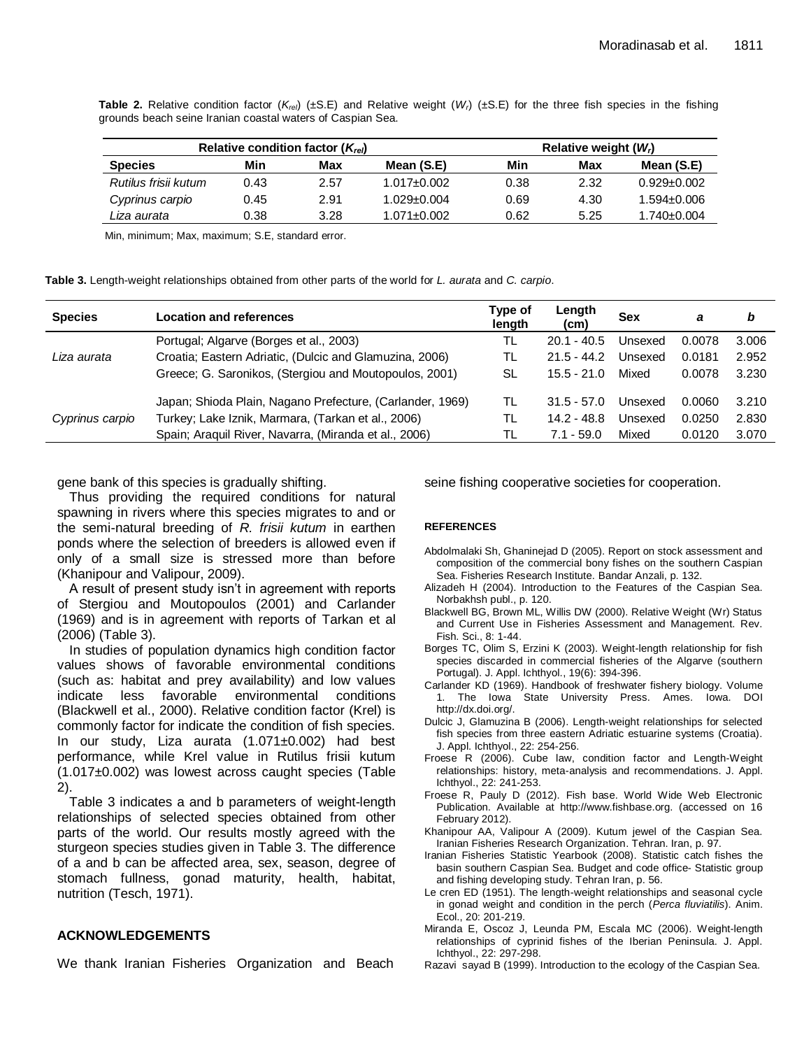**Table 2.** Relative condition factor ($K_{rel}$) (±S.E) and Relative weight ($W_r$) (±S.E) for the three fish species in the fishing grounds beach seine Iranian coastal waters of Caspian Sea.

| | Relative condition factor ($K_{rel}$) | | | Relative weight ($W_r$) | | |
|---|---|---|---|---|---|---|
| **Species** | **Min** | **Max** | **Mean (S.E)** | **Min** | **Max** | **Mean (S.E)** |
| *Rutilus frisii kutum* | 0.43 | 2.57 | 1.017±0.002 | 0.38 | 2.32 | 0.929±0.002 |
| *Cyprinus carpio* | 0.45 | 2.91 | 1.029±0.004 | 0.69 | 4.30 | 1.594±0.006 |
| *Liza aurata* | 0.38 | 3.28 | 1.071±0.002 | 0.62 | 5.25 | 1.740±0.004 |

Min, minimum; Max, maximum; S.E, standard error.

**Table 3.** Length-weight relationships obtained from other parts of the world for *L. aurata* and *C. carpio*.

| Species | Location and references | Type of length | Length (cm) | Sex | *a* | *b* |
|---|---|---|---|---|---|---|
| *Liza aurata* | Portugal; Algarve (Borges et al., 2003) | TL | 20.1 - 40.5 | Unsexed | 0.0078 | 3.006 |
| | Croatia; Eastern Adriatic, (Dulcic and Glamuzina, 2006) | TL | 21.5 - 44.2 | Unsexed | 0.0181 | 2.952 |
| | Greece; G. Saronikos, (Stergiou and Moutopoulos, 2001) | SL | 15.5 - 21.0 | Mixed | 0.0078 | 3.230 |
| *Cyprinus carpio* | Japan; Shioda Plain, Nagano Prefecture, (Carlander, 1969) | TL | 31.5 - 57.0 | Unsexed | 0.0060 | 3.210 |
| | Turkey; Lake Iznik, Marmara, (Tarkan et al., 2006) | TL | 14.2 - 48.8 | Unsexed | 0.0250 | 2.830 |
| | Spain; Araquil River, Navarra, (Miranda et al., 2006) | TL | 7.1 - 59.0 | Mixed | 0.0120 | 3.070 |

gene bank of this species is gradually shifting.

Thus providing the required conditions for natural spawning in rivers where this species migrates to and or the semi-natural breeding of *R. frisii kutum* in earthen ponds where the selection of breeders is allowed even if only of a small size is stressed more than before (Khanipour and Valipour, 2009).

A result of present study isn't in agreement with reports of Stergiou and Moutopoulos (2001) and Carlander (1969) and is in agreement with reports of Tarkan et al (2006) (Table 3).

In studies of population dynamics high condition factor values shows of favorable environmental conditions (such as: habitat and prey availability) and low values indicate less favorable environmental conditions (Blackwell et al., 2000). Relative condition factor (Krel) is commonly factor for indicate the condition of fish species. In our study, Liza aurata (1.071±0.002) had best performance, while Krel value in Rutilus frisii kutum (1.017±0.002) was lowest across caught species (Table 2).

Table 3 indicates a and b parameters of weight-length relationships of selected species obtained from other parts of the world. Our results mostly agreed with the sturgeon species studies given in Table 3. The difference of a and b can be affected area, sex, season, degree of stomach fullness, gonad maturity, health, habitat, nutrition (Tesch, 1971).

## ACKNOWLEDGEMENTS

We thank Iranian Fisheries Organization and Beach seine fishing cooperative societies for cooperation.

## REFERENCES

Abdolmalaki Sh, Ghaninejad D (2005). Report on stock assessment and composition of the commercial bony fishes on the southern Caspian Sea. Fisheries Research Institute. Bandar Anzali, p. 132.

Alizadeh H (2004). Introduction to the Features of the Caspian Sea. Norbakhsh publ., p. 120.

Blackwell BG, Brown ML, Willis DW (2000). Relative Weight (Wr) Status and Current Use in Fisheries Assessment and Management. Rev. Fish. Sci., 8: 1-44.

Borges TC, Olim S, Erzini K (2003). Weight-length relationship for fish species discarded in commercial fisheries of the Algarve (southern Portugal). J. Appl. Ichthyol., 19(6): 394-396.

Carlander KD (1969). Handbook of freshwater fishery biology. Volume 1. The Iowa State University Press. Ames. Iowa. DOI http://dx.doi.org/.

Dulcic J, Glamuzina B (2006). Length-weight relationships for selected fish species from three eastern Adriatic estuarine systems (Croatia). J. Appl. Ichthyol., 22: 254-256.

Froese R (2006). Cube law, condition factor and Length-Weight relationships: history, meta-analysis and recommendations. J. Appl. Ichthyol., 22: 241-253.

Froese R, Pauly D (2012). Fish base. World Wide Web Electronic Publication. Available at http://www.fishbase.org. (accessed on 16 February 2012).

Khanipour AA, Valipour A (2009). Kutum jewel of the Caspian Sea. Iranian Fisheries Research Organization. Tehran. Iran, p. 97.

Iranian Fisheries Statistic Yearbook (2008). Statistic catch fishes the basin southern Caspian Sea. Budget and code office- Statistic group and fishing developing study. Tehran Iran, p. 56.

Le cren ED (1951). The length-weight relationships and seasonal cycle in gonad weight and condition in the perch (*Perca fluviatilis*). Anim. Ecol., 20: 201-219.

Miranda E, Oscoz J, Leunda PM, Escala MC (2006). Weight-length relationships of cyprinid fishes of the Iberian Peninsula. J. Appl. Ichthyol., 22: 297-298.

Razavi sayad B (1999). Introduction to the ecology of the Caspian Sea.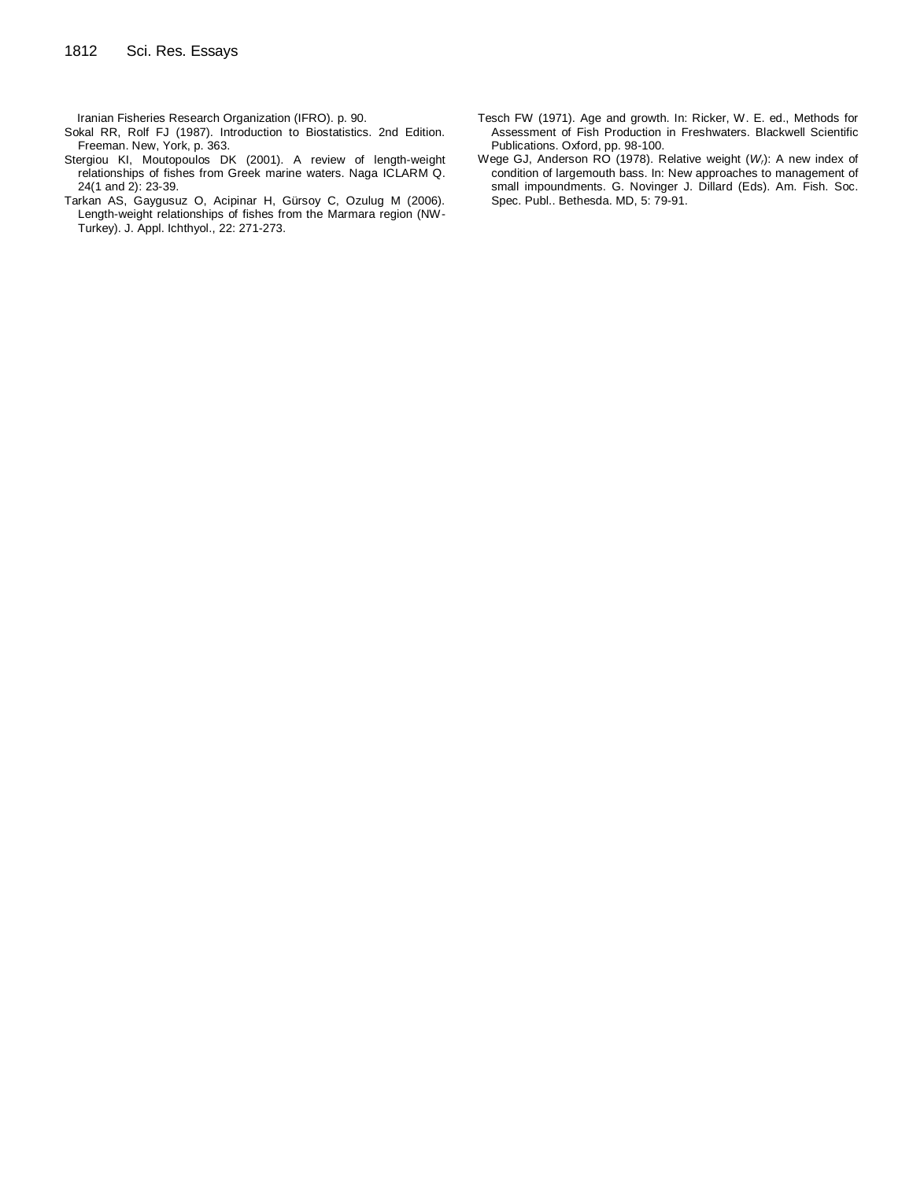Iranian Fisheries Research Organization (IFRO). p. 90.

Sokal RR, Rolf FJ (1987). Introduction to Biostatistics. 2nd Edition. Freeman. New, York, p. 363.

Stergiou KI, Moutopoulos DK (2001). A review of length-weight relationships of fishes from Greek marine waters. Naga ICLARM Q. 24(1 and 2): 23-39.

Tarkan AS, Gaygusuz O, Acipinar H, Gürsoy C, Ozulug M (2006). Length-weight relationships of fishes from the Marmara region (NW-Turkey). J. Appl. Ichthyol., 22: 271-273.

Tesch FW (1971). Age and growth. In: Ricker, W. E. ed., Methods for Assessment of Fish Production in Freshwaters. Blackwell Scientific Publications. Oxford, pp. 98-100.

Wege GJ, Anderson RO (1978). Relative weight ($W_r$): A new index of condition of largemouth bass. In: New approaches to management of small impoundments. G. Novinger J. Dillard (Eds). Am. Fish. Soc. Spec. Publ.. Bethesda. MD, 5: 79-91.